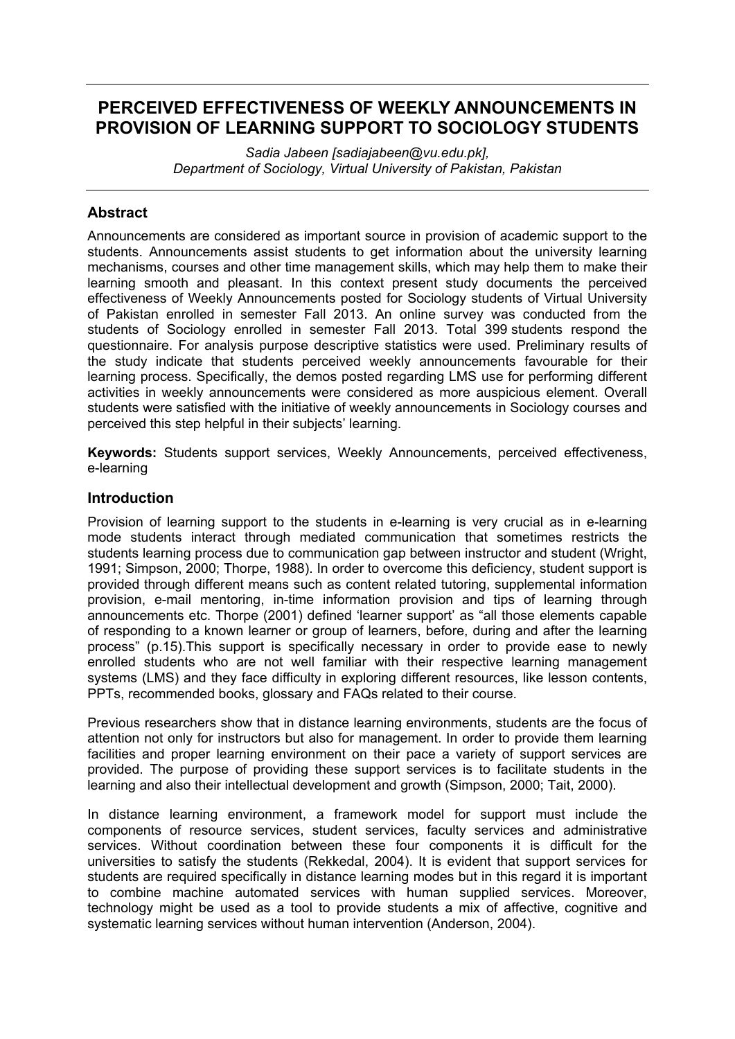# PERCEIVED EFFECTIVENESS OF WEEKLY ANNOUNCEMENTS IN PROVISION OF LEARNING SUPPORT TO SOCIOLOGY STUDENTS

*Sadia Jabeen [sadiajabeen@vu.edu.pk],*
*Department of Sociology, Virtual University of Pakistan, Pakistan*

## Abstract

Announcements are considered as important source in provision of academic support to the students. Announcements assist students to get information about the university learning mechanisms, courses and other time management skills, which may help them to make their learning smooth and pleasant. In this context present study documents the perceived effectiveness of Weekly Announcements posted for Sociology students of Virtual University of Pakistan enrolled in semester Fall 2013. An online survey was conducted from the students of Sociology enrolled in semester Fall 2013. Total 399 students respond the questionnaire. For analysis purpose descriptive statistics were used. Preliminary results of the study indicate that students perceived weekly announcements favourable for their learning process. Specifically, the demos posted regarding LMS use for performing different activities in weekly announcements were considered as more auspicious element. Overall students were satisfied with the initiative of weekly announcements in Sociology courses and perceived this step helpful in their subjects' learning.

**Keywords:** Students support services, Weekly Announcements, perceived effectiveness, e-learning

## Introduction

Provision of learning support to the students in e-learning is very crucial as in e-learning mode students interact through mediated communication that sometimes restricts the students learning process due to communication gap between instructor and student (Wright, 1991; Simpson, 2000; Thorpe, 1988). In order to overcome this deficiency, student support is provided through different means such as content related tutoring, supplemental information provision, e-mail mentoring, in-time information provision and tips of learning through announcements etc. Thorpe (2001) defined 'learner support' as "all those elements capable of responding to a known learner or group of learners, before, during and after the learning process" (p.15).This support is specifically necessary in order to provide ease to newly enrolled students who are not well familiar with their respective learning management systems (LMS) and they face difficulty in exploring different resources, like lesson contents, PPTs, recommended books, glossary and FAQs related to their course.

Previous researchers show that in distance learning environments, students are the focus of attention not only for instructors but also for management. In order to provide them learning facilities and proper learning environment on their pace a variety of support services are provided. The purpose of providing these support services is to facilitate students in the learning and also their intellectual development and growth (Simpson, 2000; Tait, 2000).

In distance learning environment, a framework model for support must include the components of resource services, student services, faculty services and administrative services. Without coordination between these four components it is difficult for the universities to satisfy the students (Rekkedal, 2004). It is evident that support services for students are required specifically in distance learning modes but in this regard it is important to combine machine automated services with human supplied services. Moreover, technology might be used as a tool to provide students a mix of affective, cognitive and systematic learning services without human intervention (Anderson, 2004).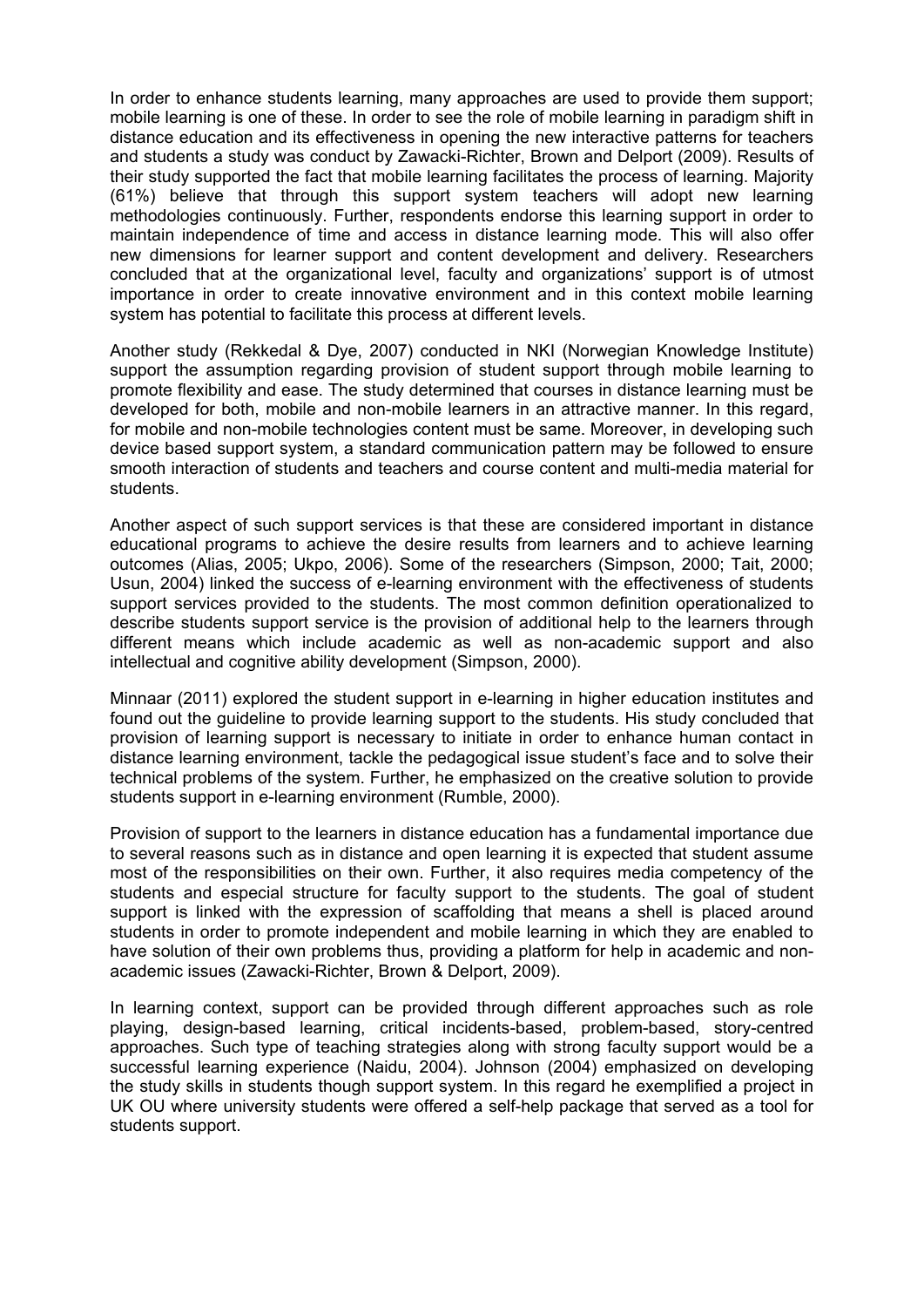In order to enhance students learning, many approaches are used to provide them support; mobile learning is one of these. In order to see the role of mobile learning in paradigm shift in distance education and its effectiveness in opening the new interactive patterns for teachers and students a study was conduct by Zawacki-Richter, Brown and Delport (2009). Results of their study supported the fact that mobile learning facilitates the process of learning. Majority (61%) believe that through this support system teachers will adopt new learning methodologies continuously. Further, respondents endorse this learning support in order to maintain independence of time and access in distance learning mode. This will also offer new dimensions for learner support and content development and delivery. Researchers concluded that at the organizational level, faculty and organizations' support is of utmost importance in order to create innovative environment and in this context mobile learning system has potential to facilitate this process at different levels.

Another study (Rekkedal & Dye, 2007) conducted in NKI (Norwegian Knowledge Institute) support the assumption regarding provision of student support through mobile learning to promote flexibility and ease. The study determined that courses in distance learning must be developed for both, mobile and non-mobile learners in an attractive manner. In this regard, for mobile and non-mobile technologies content must be same. Moreover, in developing such device based support system, a standard communication pattern may be followed to ensure smooth interaction of students and teachers and course content and multi-media material for students.

Another aspect of such support services is that these are considered important in distance educational programs to achieve the desire results from learners and to achieve learning outcomes (Alias, 2005; Ukpo, 2006). Some of the researchers (Simpson, 2000; Tait, 2000; Usun, 2004) linked the success of e-learning environment with the effectiveness of students support services provided to the students. The most common definition operationalized to describe students support service is the provision of additional help to the learners through different means which include academic as well as non-academic support and also intellectual and cognitive ability development (Simpson, 2000).

Minnaar (2011) explored the student support in e-learning in higher education institutes and found out the guideline to provide learning support to the students. His study concluded that provision of learning support is necessary to initiate in order to enhance human contact in distance learning environment, tackle the pedagogical issue student's face and to solve their technical problems of the system. Further, he emphasized on the creative solution to provide students support in e-learning environment (Rumble, 2000).

Provision of support to the learners in distance education has a fundamental importance due to several reasons such as in distance and open learning it is expected that student assume most of the responsibilities on their own. Further, it also requires media competency of the students and especial structure for faculty support to the students. The goal of student support is linked with the expression of scaffolding that means a shell is placed around students in order to promote independent and mobile learning in which they are enabled to have solution of their own problems thus, providing a platform for help in academic and non-academic issues (Zawacki-Richter, Brown & Delport, 2009).

In learning context, support can be provided through different approaches such as role playing, design-based learning, critical incidents-based, problem-based, story-centred approaches. Such type of teaching strategies along with strong faculty support would be a successful learning experience (Naidu, 2004). Johnson (2004) emphasized on developing the study skills in students though support system. In this regard he exemplified a project in UK OU where university students were offered a self-help package that served as a tool for students support.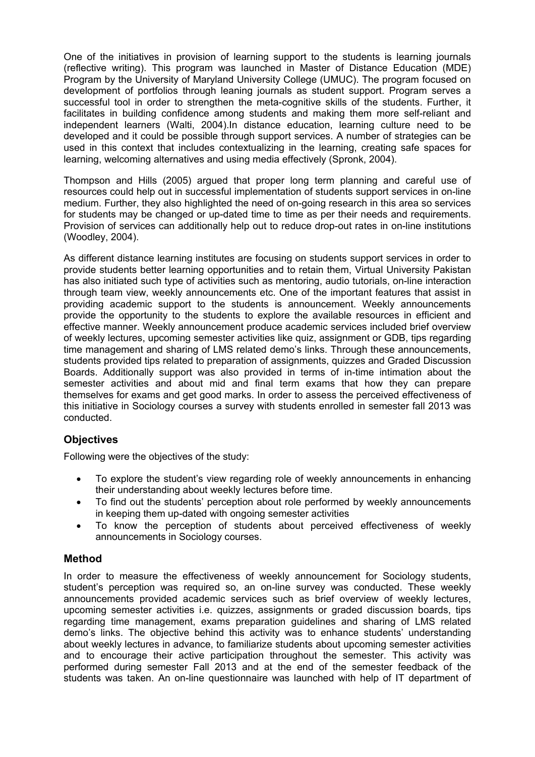One of the initiatives in provision of learning support to the students is learning journals (reflective writing). This program was launched in Master of Distance Education (MDE) Program by the University of Maryland University College (UMUC). The program focused on development of portfolios through leaning journals as student support. Program serves a successful tool in order to strengthen the meta-cognitive skills of the students. Further, it facilitates in building confidence among students and making them more self-reliant and independent learners (Walti, 2004).In distance education, learning culture need to be developed and it could be possible through support services. A number of strategies can be used in this context that includes contextualizing in the learning, creating safe spaces for learning, welcoming alternatives and using media effectively (Spronk, 2004).

Thompson and Hills (2005) argued that proper long term planning and careful use of resources could help out in successful implementation of students support services in on-line medium. Further, they also highlighted the need of on-going research in this area so services for students may be changed or up-dated time to time as per their needs and requirements. Provision of services can additionally help out to reduce drop-out rates in on-line institutions (Woodley, 2004).

As different distance learning institutes are focusing on students support services in order to provide students better learning opportunities and to retain them, Virtual University Pakistan has also initiated such type of activities such as mentoring, audio tutorials, on-line interaction through team view, weekly announcements etc. One of the important features that assist in providing academic support to the students is announcement. Weekly announcements provide the opportunity to the students to explore the available resources in efficient and effective manner. Weekly announcement produce academic services included brief overview of weekly lectures, upcoming semester activities like quiz, assignment or GDB, tips regarding time management and sharing of LMS related demo's links. Through these announcements, students provided tips related to preparation of assignments, quizzes and Graded Discussion Boards. Additionally support was also provided in terms of in-time intimation about the semester activities and about mid and final term exams that how they can prepare themselves for exams and get good marks. In order to assess the perceived effectiveness of this initiative in Sociology courses a survey with students enrolled in semester fall 2013 was conducted.

## Objectives

Following were the objectives of the study:

- To explore the student's view regarding role of weekly announcements in enhancing their understanding about weekly lectures before time.
- To find out the students' perception about role performed by weekly announcements in keeping them up-dated with ongoing semester activities
- To know the perception of students about perceived effectiveness of weekly announcements in Sociology courses.

## Method

In order to measure the effectiveness of weekly announcement for Sociology students, student's perception was required so, an on-line survey was conducted. These weekly announcements provided academic services such as brief overview of weekly lectures, upcoming semester activities i.e. quizzes, assignments or graded discussion boards, tips regarding time management, exams preparation guidelines and sharing of LMS related demo's links. The objective behind this activity was to enhance students' understanding about weekly lectures in advance, to familiarize students about upcoming semester activities and to encourage their active participation throughout the semester. This activity was performed during semester Fall 2013 and at the end of the semester feedback of the students was taken. An on-line questionnaire was launched with help of IT department of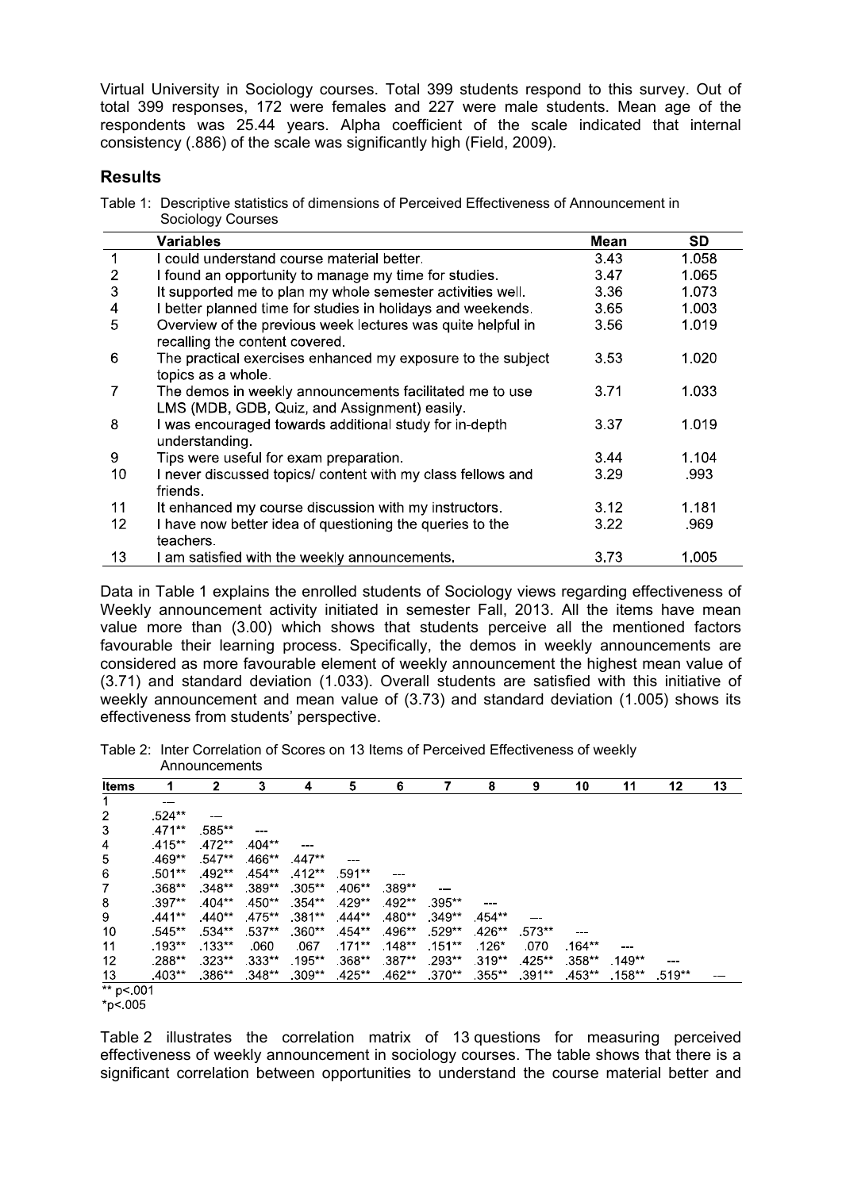Virtual University in Sociology courses. Total 399 students respond to this survey. Out of total 399 responses, 172 were females and 227 were male students. Mean age of the respondents was 25.44 years. Alpha coefficient of the scale indicated that internal consistency (.886) of the scale was significantly high (Field, 2009).

## Results

Table 1: Descriptive statistics of dimensions of Perceived Effectiveness of Announcement in Sociology Courses

| | Variables | Mean | SD |
|---|---|---|---|
| 1 | I could understand course material better. | 3.43 | 1.058 |
| 2 | I found an opportunity to manage my time for studies. | 3.47 | 1.065 |
| 3 | It supported me to plan my whole semester activities well. | 3.36 | 1.073 |
| 4 | I better planned time for studies in holidays and weekends. | 3.65 | 1.003 |
| 5 | Overview of the previous week lectures was quite helpful in recalling the content covered. | 3.56 | 1.019 |
| 6 | The practical exercises enhanced my exposure to the subject topics as a whole. | 3.53 | 1.020 |
| 7 | The demos in weekly announcements facilitated me to use LMS (MDB, GDB, Quiz, and Assignment) easily. | 3.71 | 1.033 |
| 8 | I was encouraged towards additional study for in-depth understanding. | 3.37 | 1.019 |
| 9 | Tips were useful for exam preparation. | 3.44 | 1.104 |
| 10 | I never discussed topics/ content with my class fellows and friends. | 3.29 | .993 |
| 11 | It enhanced my course discussion with my instructors. | 3.12 | 1.181 |
| 12 | I have now better idea of questioning the queries to the teachers. | 3.22 | .969 |
| 13 | I am satisfied with the weekly announcements. | 3.73 | 1.005 |

Data in Table 1 explains the enrolled students of Sociology views regarding effectiveness of Weekly announcement activity initiated in semester Fall, 2013. All the items have mean value more than (3.00) which shows that students perceive all the mentioned factors favourable their learning process. Specifically, the demos in weekly announcements are considered as more favourable element of weekly announcement the highest mean value of (3.71) and standard deviation (1.033). Overall students are satisfied with this initiative of weekly announcement and mean value of (3.73) and standard deviation (1.005) shows its effectiveness from students' perspective.

Table 2: Inter Correlation of Scores on 13 Items of Perceived Effectiveness of weekly Announcements

| Items | 1 | 2 | 3 | 4 | 5 | 6 | 7 | 8 | 9 | 10 | 11 | 12 | 13 |
|---|---|---|---|---|---|---|---|---|---|---|---|---|---|
| 1 | --- | | | | | | | | | | | | |
| 2 | .524** | --- | | | | | | | | | | | |
| 3 | .471** | .585** | --- | | | | | | | | | | |
| 4 | .415** | .472** | .404** | --- | | | | | | | | | |
| 5 | .469** | .547** | .466** | .447** | --- | | | | | | | | |
| 6 | .501** | .492** | .454** | .412** | .591** | --- | | | | | | | |
| 7 | .368** | .348** | .389** | .305** | .406** | .389** | --- | | | | | | |
| 8 | .397** | .404** | .450** | .354** | .429** | .492** | .395** | --- | | | | | |
| 9 | .441** | .440** | .475** | .381** | .444** | .480** | .349** | .454** | --- | | | | |
| 10 | .545** | .534** | .537** | .360** | .454** | .496** | .529** | .426** | .573** | --- | | | |
| 11 | .193** | .133** | .060 | .067 | .171** | .148** | .151** | .126* | .070 | .164** | --- | | |
| 12 | .288** | .323** | .333** | .195** | .368** | .387** | .293** | .319** | .425** | .358** | .149** | --- | |
| 13 | .403** | .386** | .348** | .309** | .425** | .462** | .370** | .355** | .391** | .453** | .158** | .519** | --- |

** p<.001
*p<.005

Table 2 illustrates the correlation matrix of 13 questions for measuring perceived effectiveness of weekly announcement in sociology courses. The table shows that there is a significant correlation between opportunities to understand the course material better and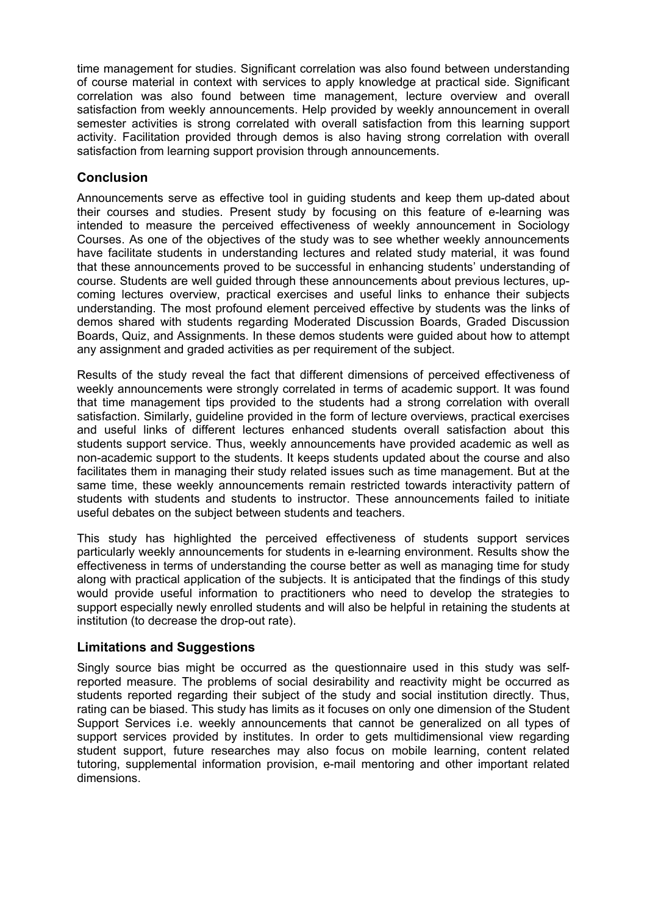time management for studies. Significant correlation was also found between understanding of course material in context with services to apply knowledge at practical side. Significant correlation was also found between time management, lecture overview and overall satisfaction from weekly announcements. Help provided by weekly announcement in overall semester activities is strong correlated with overall satisfaction from this learning support activity. Facilitation provided through demos is also having strong correlation with overall satisfaction from learning support provision through announcements.

## Conclusion

Announcements serve as effective tool in guiding students and keep them up-dated about their courses and studies. Present study by focusing on this feature of e-learning was intended to measure the perceived effectiveness of weekly announcement in Sociology Courses. As one of the objectives of the study was to see whether weekly announcements have facilitate students in understanding lectures and related study material, it was found that these announcements proved to be successful in enhancing students' understanding of course. Students are well guided through these announcements about previous lectures, up-coming lectures overview, practical exercises and useful links to enhance their subjects understanding. The most profound element perceived effective by students was the links of demos shared with students regarding Moderated Discussion Boards, Graded Discussion Boards, Quiz, and Assignments. In these demos students were guided about how to attempt any assignment and graded activities as per requirement of the subject.

Results of the study reveal the fact that different dimensions of perceived effectiveness of weekly announcements were strongly correlated in terms of academic support. It was found that time management tips provided to the students had a strong correlation with overall satisfaction. Similarly, guideline provided in the form of lecture overviews, practical exercises and useful links of different lectures enhanced students overall satisfaction about this students support service. Thus, weekly announcements have provided academic as well as non-academic support to the students. It keeps students updated about the course and also facilitates them in managing their study related issues such as time management. But at the same time, these weekly announcements remain restricted towards interactivity pattern of students with students and students to instructor. These announcements failed to initiate useful debates on the subject between students and teachers.

This study has highlighted the perceived effectiveness of students support services particularly weekly announcements for students in e-learning environment. Results show the effectiveness in terms of understanding the course better as well as managing time for study along with practical application of the subjects. It is anticipated that the findings of this study would provide useful information to practitioners who need to develop the strategies to support especially newly enrolled students and will also be helpful in retaining the students at institution (to decrease the drop-out rate).

## Limitations and Suggestions

Singly source bias might be occurred as the questionnaire used in this study was self-reported measure. The problems of social desirability and reactivity might be occurred as students reported regarding their subject of the study and social institution directly. Thus, rating can be biased. This study has limits as it focuses on only one dimension of the Student Support Services i.e. weekly announcements that cannot be generalized on all types of support services provided by institutes. In order to gets multidimensional view regarding student support, future researches may also focus on mobile learning, content related tutoring, supplemental information provision, e-mail mentoring and other important related dimensions.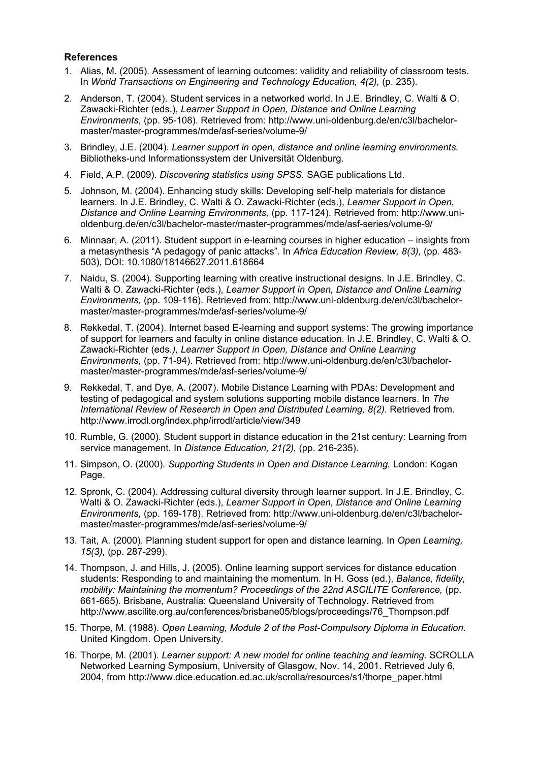**References**

1. Alias, M. (2005). Assessment of learning outcomes: validity and reliability of classroom tests. In *World Transactions on Engineering and Technology Education, 4(2),* (p. 235).
2. Anderson, T. (2004). Student services in a networked world. In J.E. Brindley, C. Walti & O. Zawacki-Richter (eds.), *Learner Support in Open, Distance and Online Learning Environments,* (pp. 95-108). Retrieved from: http://www.uni-oldenburg.de/en/c3l/bachelor-master/master-programmes/mde/asf-series/volume-9/
3. Brindley, J.E. (2004). *Learner support in open, distance and online learning environments.* Bibliotheks-und Informationssystem der Universität Oldenburg.
4. Field, A.P. (2009). *Discovering statistics using SPSS.* SAGE publications Ltd.
5. Johnson, M. (2004). Enhancing study skills: Developing self-help materials for distance learners. In J.E. Brindley, C. Walti & O. Zawacki-Richter (eds.), *Learner Support in Open, Distance and Online Learning Environments,* (pp. 117-124). Retrieved from: http://www.uni-oldenburg.de/en/c3l/bachelor-master/master-programmes/mde/asf-series/volume-9/
6. Minnaar, A. (2011). Student support in e-learning courses in higher education – insights from a metasynthesis "A pedagogy of panic attacks". In *Africa Education Review, 8(3),* (pp. 483-503), DOI: 10.1080/18146627.2011.618664
7. Naidu, S. (2004). Supporting learning with creative instructional designs. In J.E. Brindley, C. Walti & O. Zawacki-Richter (eds.), *Learner Support in Open, Distance and Online Learning Environments,* (pp. 109-116). Retrieved from: http://www.uni-oldenburg.de/en/c3l/bachelor-master/master-programmes/mde/asf-series/volume-9/
8. Rekkedal, T. (2004). Internet based E-learning and support systems: The growing importance of support for learners and faculty in online distance education. In J.E. Brindley, C. Walti & O. Zawacki-Richter (eds*.), Learner Support in Open, Distance and Online Learning Environments,* (pp. 71-94). Retrieved from: http://www.uni-oldenburg.de/en/c3l/bachelor-master/master-programmes/mde/asf-series/volume-9/
9. Rekkedal, T. and Dye, A. (2007). Mobile Distance Learning with PDAs: Development and testing of pedagogical and system solutions supporting mobile distance learners. In *The International Review of Research in Open and Distributed Learning, 8(2).* Retrieved from. http://www.irrodl.org/index.php/irrodl/article/view/349
10. Rumble, G. (2000). Student support in distance education in the 21st century: Learning from service management. In *Distance Education, 21(2),* (pp. 216-235).
11. Simpson, O. (2000). *Supporting Students in Open and Distance Learning.* London: Kogan Page.
12. Spronk, C. (2004). Addressing cultural diversity through learner support. In J.E. Brindley, C. Walti & O. Zawacki-Richter (eds.), *Learner Support in Open, Distance and Online Learning Environments,* (pp. 169-178). Retrieved from: http://www.uni-oldenburg.de/en/c3l/bachelor-master/master-programmes/mde/asf-series/volume-9/
13. Tait, A. (2000). Planning student support for open and distance learning. In *Open Learning, 15(3),* (pp. 287-299).
14. Thompson, J. and Hills, J. (2005). Online learning support services for distance education students: Responding to and maintaining the momentum. In H. Goss (ed.), *Balance, fidelity, mobility: Maintaining the momentum? Proceedings of the 22nd ASCILITE Conference,* (pp. 661-665). Brisbane, Australia: Queensland University of Technology. Retrieved from http://www.ascilite.org.au/conferences/brisbane05/blogs/proceedings/76_Thompson.pdf
15. Thorpe, M. (1988). *Open Learning, Module 2 of the Post-Compulsory Diploma in Education.* United Kingdom. Open University.
16. Thorpe, M. (2001). *Learner support: A new model for online teaching and learning.* SCROLLA Networked Learning Symposium, University of Glasgow, Nov. 14, 2001. Retrieved July 6, 2004, from http://www.dice.education.ed.ac.uk/scrolla/resources/s1/thorpe_paper.html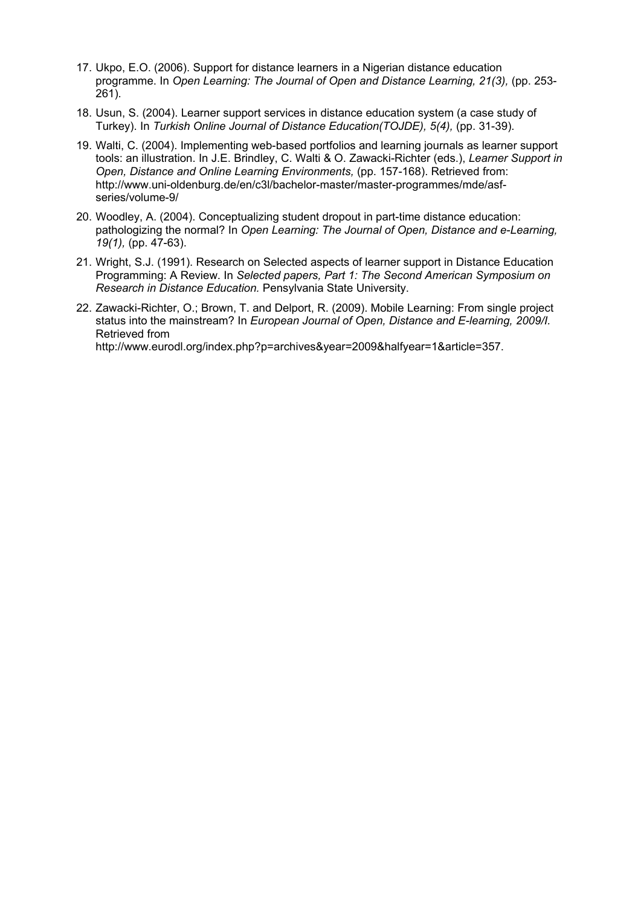17. Ukpo, E.O. (2006). Support for distance learners in a Nigerian distance education programme. In *Open Learning: The Journal of Open and Distance Learning, 21(3),* (pp. 253-261).

18. Usun, S. (2004). Learner support services in distance education system (a case study of Turkey). In *Turkish Online Journal of Distance Education(TOJDE), 5(4),* (pp. 31-39).

19. Walti, C. (2004). Implementing web-based portfolios and learning journals as learner support tools: an illustration. In J.E. Brindley, C. Walti & O. Zawacki-Richter (eds.), *Learner Support in Open, Distance and Online Learning Environments,* (pp. 157-168). Retrieved from: http://www.uni-oldenburg.de/en/c3l/bachelor-master/master-programmes/mde/asf-series/volume-9/

20. Woodley, A. (2004). Conceptualizing student dropout in part-time distance education: pathologizing the normal? In *Open Learning: The Journal of Open, Distance and e-Learning, 19(1),* (pp. 47-63).

21. Wright, S.J. (1991). Research on Selected aspects of learner support in Distance Education Programming: A Review. In *Selected papers, Part 1: The Second American Symposium on Research in Distance Education.* Pensylvania State University.

22. Zawacki-Richter, O.; Brown, T. and Delport, R. (2009). Mobile Learning: From single project status into the mainstream? In *European Journal of Open, Distance and E-learning, 2009/I.* Retrieved from http://www.eurodl.org/index.php?p=archives&year=2009&halfyear=1&article=357.